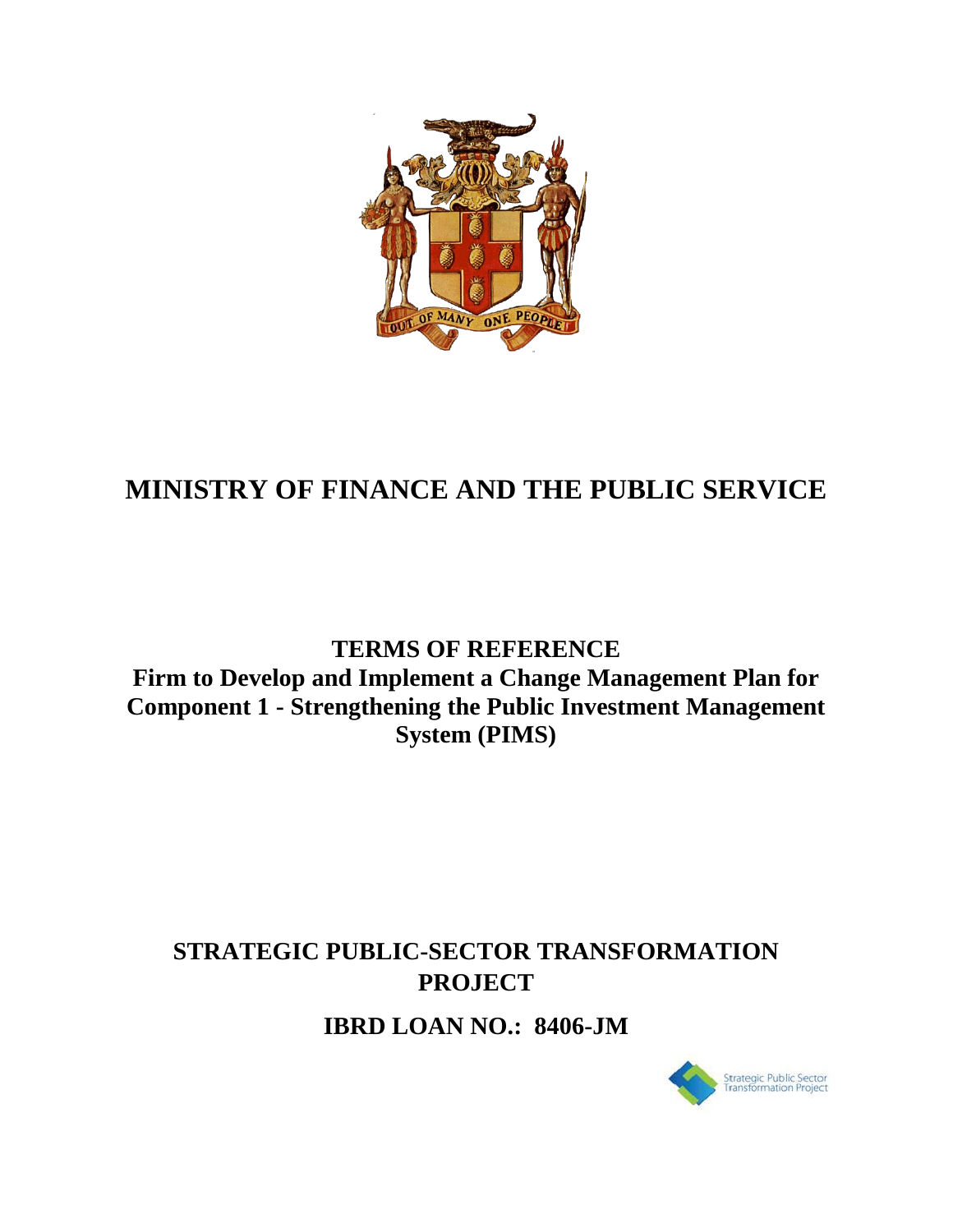# MINISTRY OF FINANCE AND THE PUBLIC SERVICE

## TERMS OF REFERENCE

## Firm to Develop and Implement a Change Management Plan for Component 1 - Strengthening the Public Investment Management System (PIMS)

## STRATEGIC PUBLIC-SECTOR TRANSFORMATION PROJECT

## IBRD LOAN NO.: 8406-JM

Strategic Public Sector Transformation Project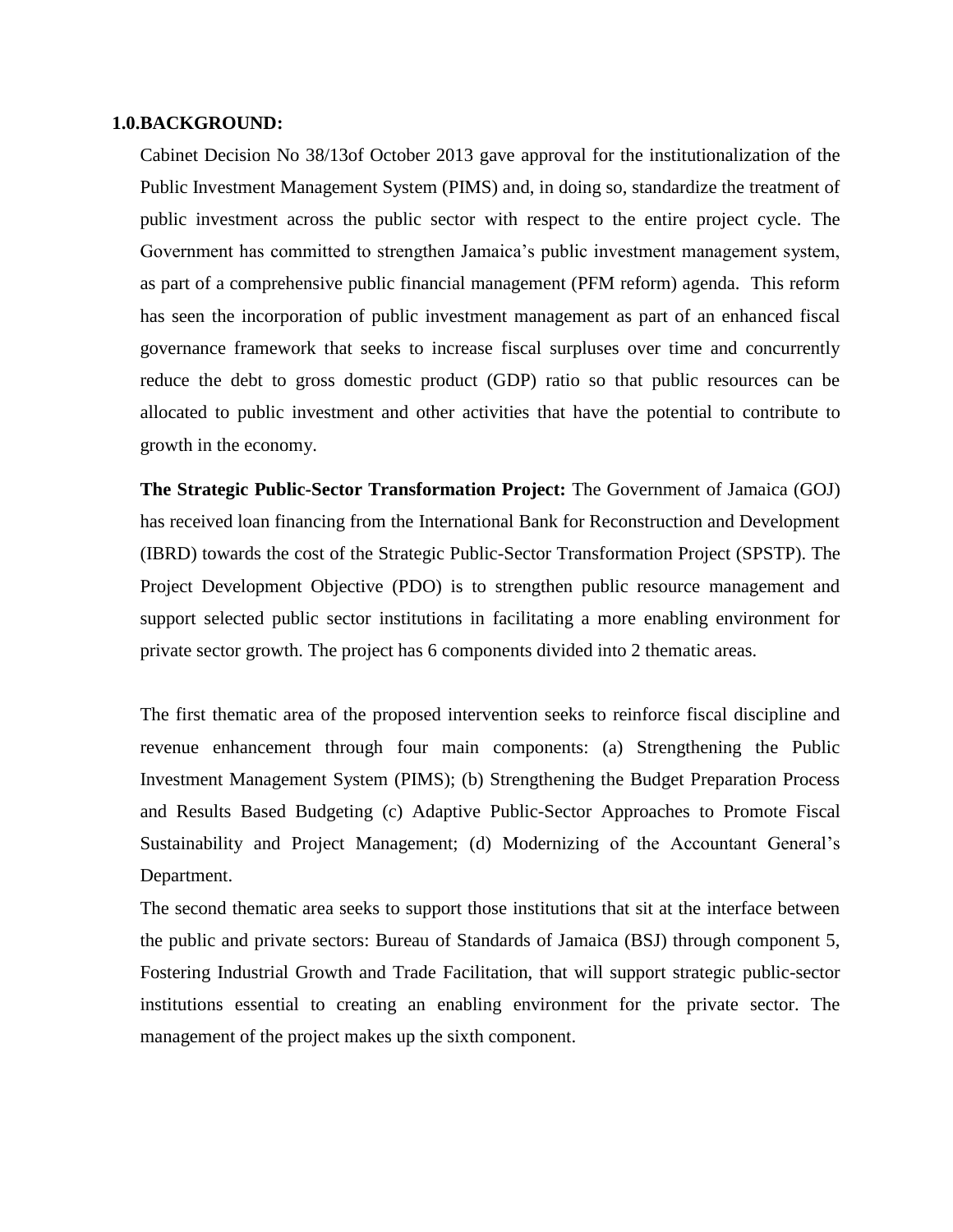## 1.0.BACKGROUND:

Cabinet Decision No 38/13of October 2013 gave approval for the institutionalization of the Public Investment Management System (PIMS) and, in doing so, standardize the treatment of public investment across the public sector with respect to the entire project cycle. The Government has committed to strengthen Jamaica's public investment management system, as part of a comprehensive public financial management (PFM reform) agenda. This reform has seen the incorporation of public investment management as part of an enhanced fiscal governance framework that seeks to increase fiscal surpluses over time and concurrently reduce the debt to gross domestic product (GDP) ratio so that public resources can be allocated to public investment and other activities that have the potential to contribute to growth in the economy.

**The Strategic Public-Sector Transformation Project:** The Government of Jamaica (GOJ) has received loan financing from the International Bank for Reconstruction and Development (IBRD) towards the cost of the Strategic Public-Sector Transformation Project (SPSTP). The Project Development Objective (PDO) is to strengthen public resource management and support selected public sector institutions in facilitating a more enabling environment for private sector growth. The project has 6 components divided into 2 thematic areas.

The first thematic area of the proposed intervention seeks to reinforce fiscal discipline and revenue enhancement through four main components: (a) Strengthening the Public Investment Management System (PIMS); (b) Strengthening the Budget Preparation Process and Results Based Budgeting (c) Adaptive Public-Sector Approaches to Promote Fiscal Sustainability and Project Management; (d) Modernizing of the Accountant General's Department.

The second thematic area seeks to support those institutions that sit at the interface between the public and private sectors: Bureau of Standards of Jamaica (BSJ) through component 5, Fostering Industrial Growth and Trade Facilitation, that will support strategic public-sector institutions essential to creating an enabling environment for the private sector. The management of the project makes up the sixth component.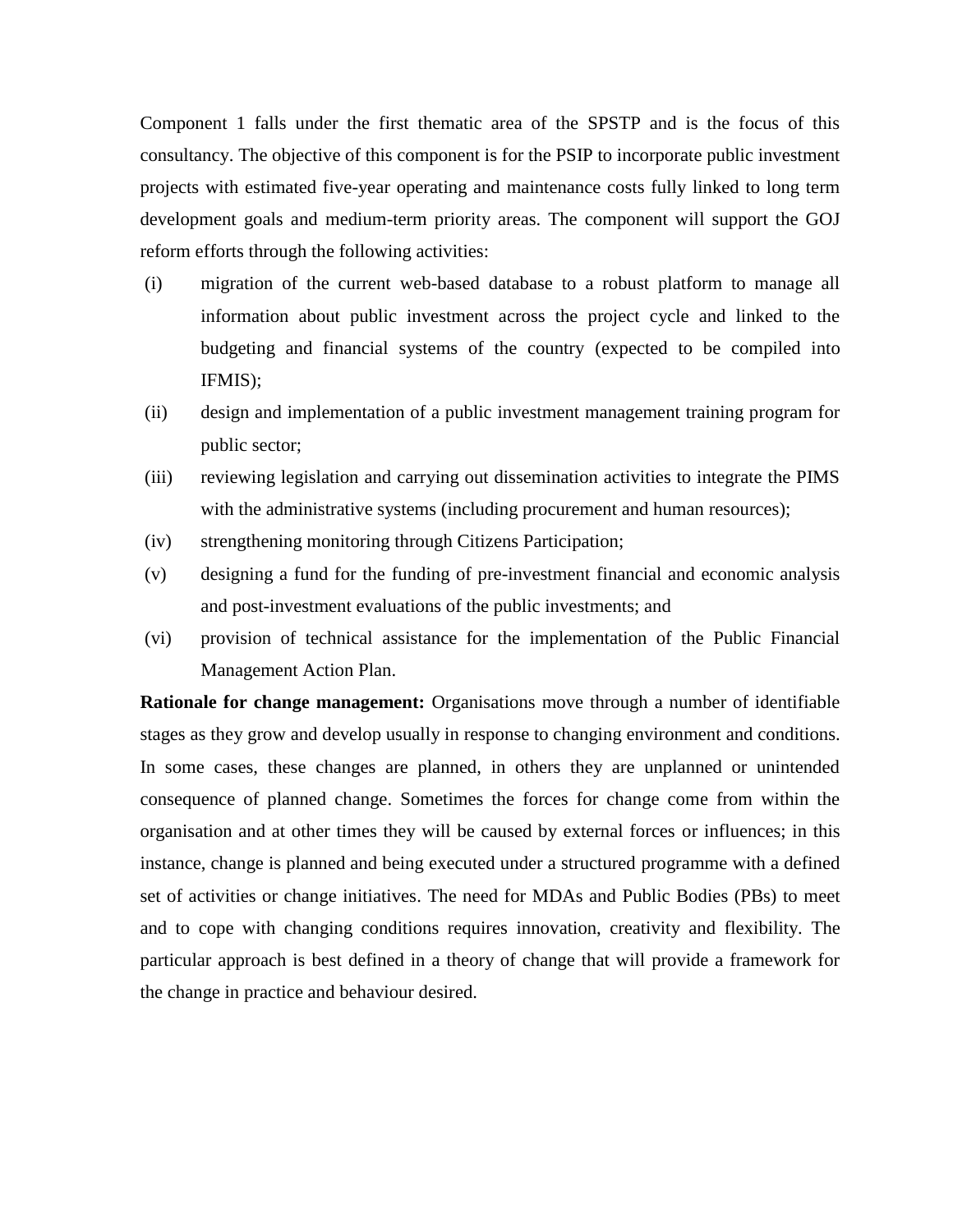Component 1 falls under the first thematic area of the SPSTP and is the focus of this consultancy. The objective of this component is for the PSIP to incorporate public investment projects with estimated five-year operating and maintenance costs fully linked to long term development goals and medium-term priority areas. The component will support the GOJ reform efforts through the following activities:

(i) migration of the current web-based database to a robust platform to manage all information about public investment across the project cycle and linked to the budgeting and financial systems of the country (expected to be compiled into IFMIS);

(ii) design and implementation of a public investment management training program for public sector;

(iii) reviewing legislation and carrying out dissemination activities to integrate the PIMS with the administrative systems (including procurement and human resources);

(iv) strengthening monitoring through Citizens Participation;

(v) designing a fund for the funding of pre-investment financial and economic analysis and post-investment evaluations of the public investments; and

(vi) provision of technical assistance for the implementation of the Public Financial Management Action Plan.

**Rationale for change management:** Organisations move through a number of identifiable stages as they grow and develop usually in response to changing environment and conditions. In some cases, these changes are planned, in others they are unplanned or unintended consequence of planned change. Sometimes the forces for change come from within the organisation and at other times they will be caused by external forces or influences; in this instance, change is planned and being executed under a structured programme with a defined set of activities or change initiatives. The need for MDAs and Public Bodies (PBs) to meet and to cope with changing conditions requires innovation, creativity and flexibility. The particular approach is best defined in a theory of change that will provide a framework for the change in practice and behaviour desired.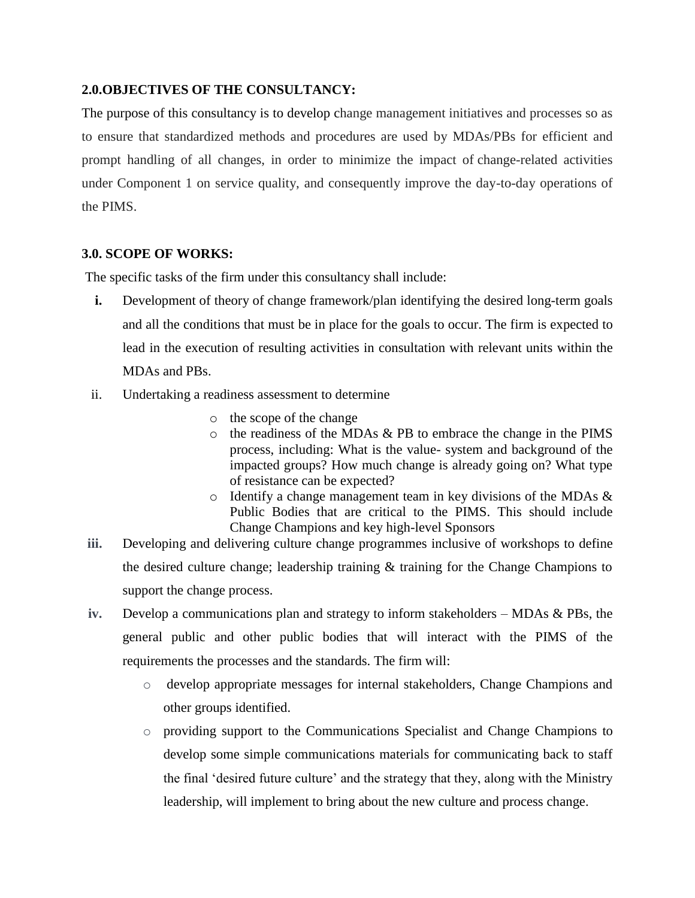**2.0.OBJECTIVES OF THE CONSULTANCY:**

The purpose of this consultancy is to develop change management initiatives and processes so as to ensure that standardized methods and procedures are used by MDAs/PBs for efficient and prompt handling of all changes, in order to minimize the impact of change-related activities under Component 1 on service quality, and consequently improve the day-to-day operations of the PIMS.

**3.0. SCOPE OF WORKS:**

The specific tasks of the firm under this consultancy shall include:

**i.** Development of theory of change framework/plan identifying the desired long-term goals and all the conditions that must be in place for the goals to occur. The firm is expected to lead in the execution of resulting activities in consultation with relevant units within the MDAs and PBs.

ii. Undertaking a readiness assessment to determine
   - the scope of the change
   - the readiness of the MDAs & PB to embrace the change in the PIMS process, including: What is the value- system and background of the impacted groups? How much change is already going on? What type of resistance can be expected?
   - Identify a change management team in key divisions of the MDAs & Public Bodies that are critical to the PIMS. This should include Change Champions and key high-level Sponsors

**iii.** Developing and delivering culture change programmes inclusive of workshops to define the desired culture change; leadership training & training for the Change Champions to support the change process.

**iv.** Develop a communications plan and strategy to inform stakeholders – MDAs & PBs, the general public and other public bodies that will interact with the PIMS of the requirements the processes and the standards. The firm will:
   - develop appropriate messages for internal stakeholders, Change Champions and other groups identified.
   - providing support to the Communications Specialist and Change Champions to develop some simple communications materials for communicating back to staff the final 'desired future culture' and the strategy that they, along with the Ministry leadership, will implement to bring about the new culture and process change.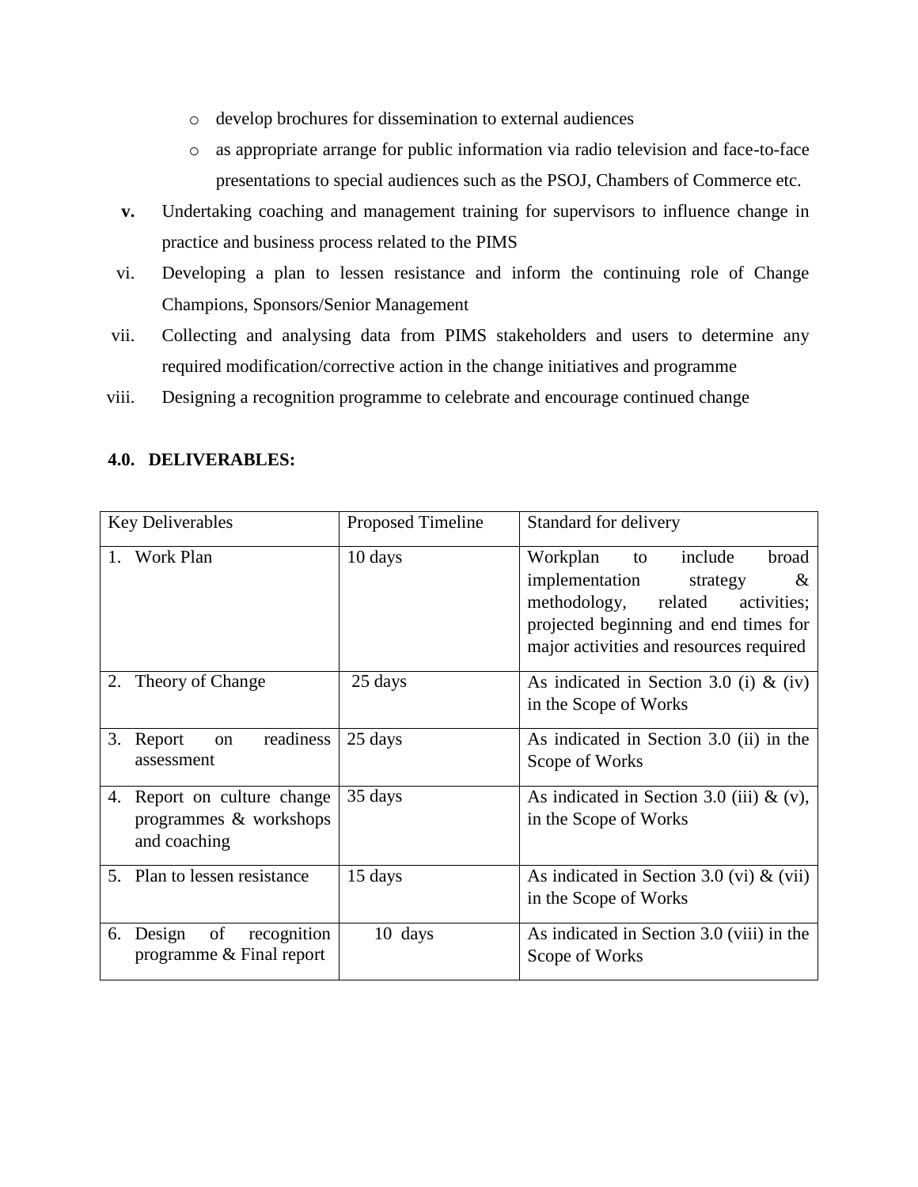- develop brochures for dissemination to external audiences
  - as appropriate arrange for public information via radio television and face-to-face presentations to special audiences such as the PSOJ, Chambers of Commerce etc.

**v.** Undertaking coaching and management training for supervisors to influence change in practice and business process related to the PIMS

vi. Developing a plan to lessen resistance and inform the continuing role of Change Champions, Sponsors/Senior Management

vii. Collecting and analysing data from PIMS stakeholders and users to determine any required modification/corrective action in the change initiatives and programme

viii. Designing a recognition programme to celebrate and encourage continued change

## 4.0. DELIVERABLES:

| Key Deliverables | Proposed Timeline | Standard for delivery |
|---|---|---|
| 1. Work Plan | 10 days | Workplan to include broad implementation strategy & methodology, related activities; projected beginning and end times for major activities and resources required |
| 2. Theory of Change | 25 days | As indicated in Section 3.0 (i) & (iv) in the Scope of Works |
| 3. Report on readiness assessment | 25 days | As indicated in Section 3.0 (ii) in the Scope of Works |
| 4. Report on culture change programmes & workshops and coaching | 35 days | As indicated in Section 3.0 (iii) & (v), in the Scope of Works |
| 5. Plan to lessen resistance | 15 days | As indicated in Section 3.0 (vi) & (vii) in the Scope of Works |
| 6. Design of recognition programme & Final report | 10 days | As indicated in Section 3.0 (viii) in the Scope of Works |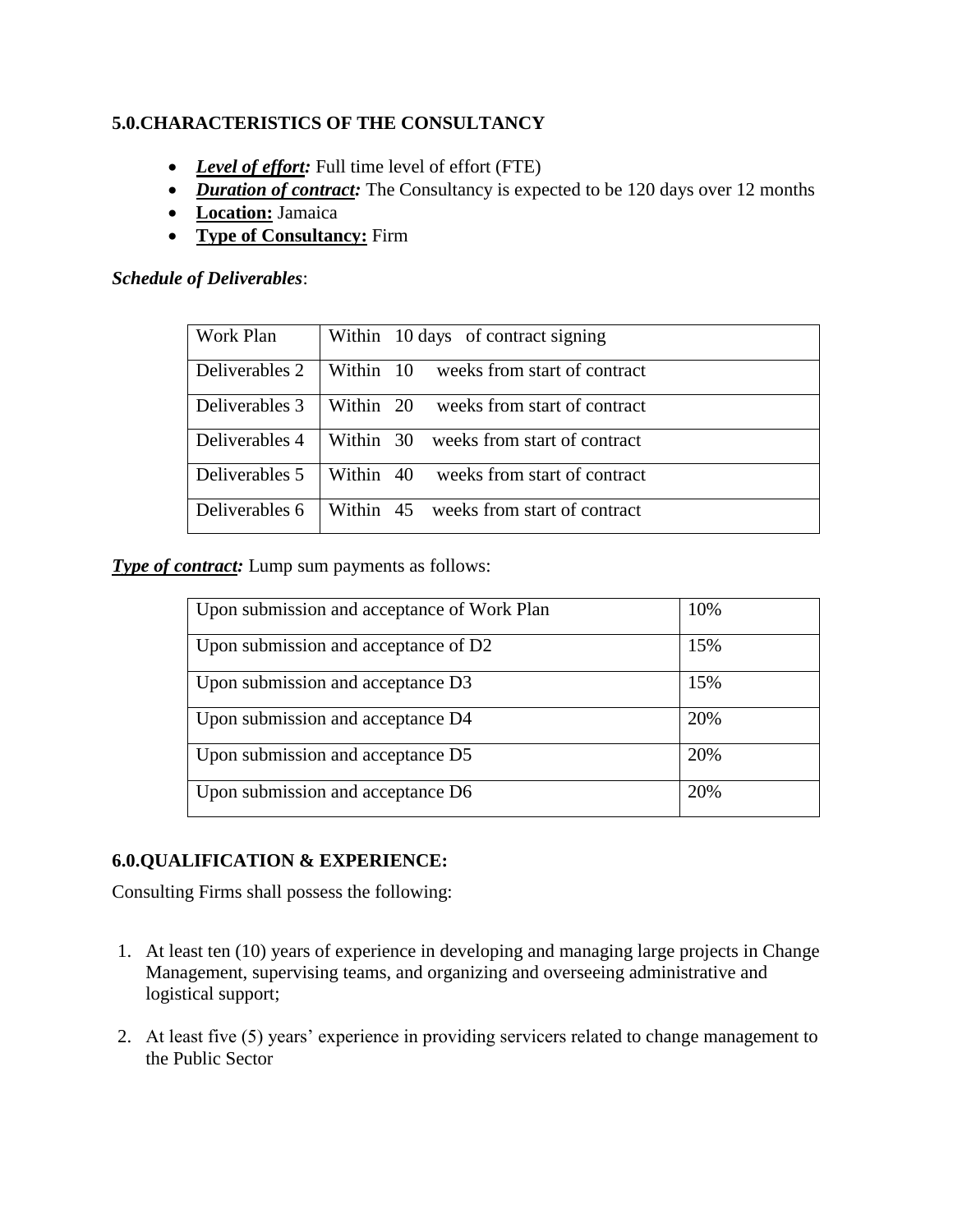## 5.0.CHARACTERISTICS OF THE CONSULTANCY

- ***Level of effort:*** Full time level of effort (FTE)
- ***Duration of contract:*** The Consultancy is expected to be 120 days over 12 months
- **Location:** Jamaica
- **Type of Consultancy:** Firm

***Schedule of Deliverables***:

| | |
|---|---|
| Work Plan | Within 10 days of contract signing |
| Deliverables 2 | Within 10 weeks from start of contract |
| Deliverables 3 | Within 20 weeks from start of contract |
| Deliverables 4 | Within 30 weeks from start of contract |
| Deliverables 5 | Within 40 weeks from start of contract |
| Deliverables 6 | Within 45 weeks from start of contract |

***Type of contract:*** Lump sum payments as follows:

| | |
|---|---|
| Upon submission and acceptance of Work Plan | 10% |
| Upon submission and acceptance of D2 | 15% |
| Upon submission and acceptance D3 | 15% |
| Upon submission and acceptance D4 | 20% |
| Upon submission and acceptance D5 | 20% |
| Upon submission and acceptance D6 | 20% |

## 6.0.QUALIFICATION & EXPERIENCE:

Consulting Firms shall possess the following:

1. At least ten (10) years of experience in developing and managing large projects in Change Management, supervising teams, and organizing and overseeing administrative and logistical support;
2. At least five (5) years' experience in providing servicers related to change management to the Public Sector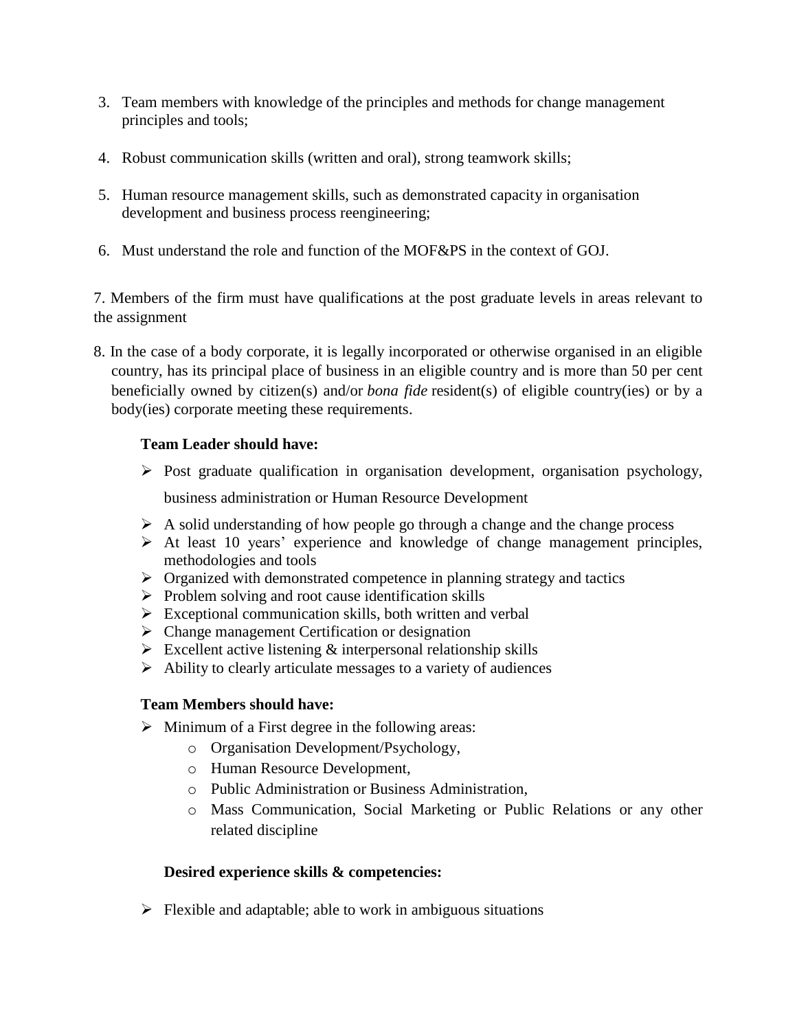3. Team members with knowledge of the principles and methods for change management principles and tools;

4. Robust communication skills (written and oral), strong teamwork skills;

5. Human resource management skills, such as demonstrated capacity in organisation development and business process reengineering;

6. Must understand the role and function of the MOF&PS in the context of GOJ.

7. Members of the firm must have qualifications at the post graduate levels in areas relevant to the assignment

8. In the case of a body corporate, it is legally incorporated or otherwise organised in an eligible country, has its principal place of business in an eligible country and is more than 50 per cent beneficially owned by citizen(s) and/or *bona fide* resident(s) of eligible country(ies) or by a body(ies) corporate meeting these requirements.

**Team Leader should have:**

- Post graduate qualification in organisation development, organisation psychology, business administration or Human Resource Development
- A solid understanding of how people go through a change and the change process
- At least 10 years' experience and knowledge of change management principles, methodologies and tools
- Organized with demonstrated competence in planning strategy and tactics
- Problem solving and root cause identification skills
- Exceptional communication skills, both written and verbal
- Change management Certification or designation
- Excellent active listening & interpersonal relationship skills
- Ability to clearly articulate messages to a variety of audiences

**Team Members should have:**

- Minimum of a First degree in the following areas:
  - Organisation Development/Psychology,
  - Human Resource Development,
  - Public Administration or Business Administration,
  - Mass Communication, Social Marketing or Public Relations or any other related discipline

**Desired experience skills & competencies:**

- Flexible and adaptable; able to work in ambiguous situations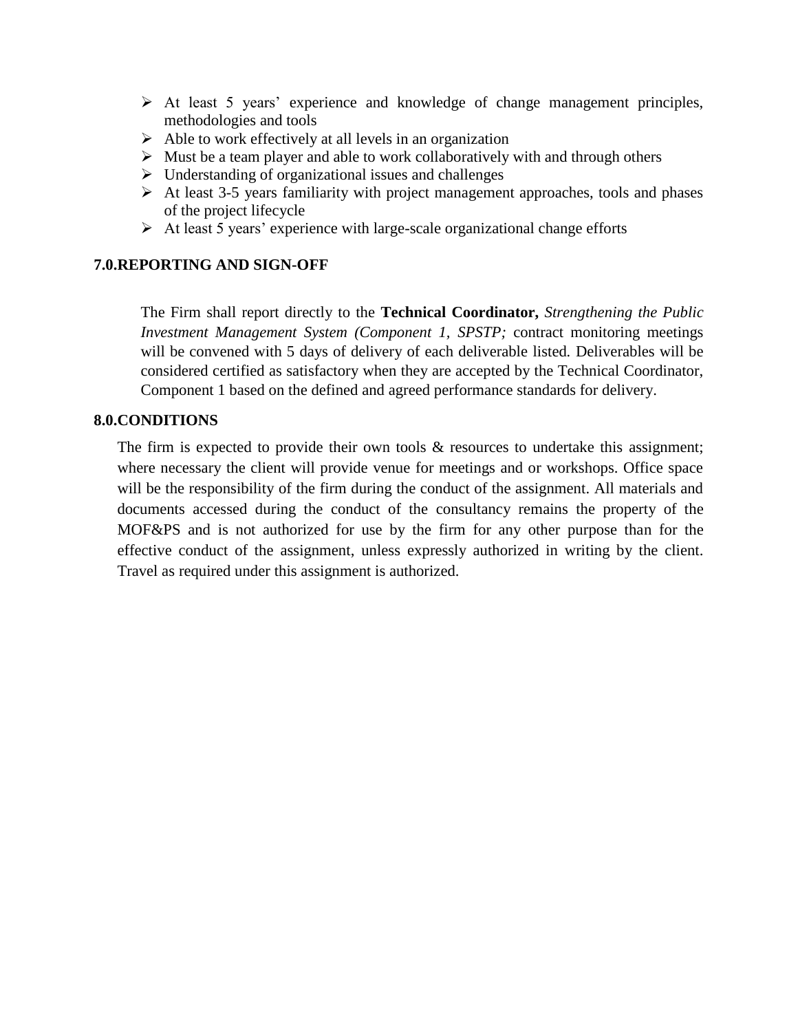- At least 5 years' experience and knowledge of change management principles, methodologies and tools
- Able to work effectively at all levels in an organization
- Must be a team player and able to work collaboratively with and through others
- Understanding of organizational issues and challenges
- At least 3-5 years familiarity with project management approaches, tools and phases of the project lifecycle
- At least 5 years' experience with large-scale organizational change efforts

## 7.0.REPORTING AND SIGN-OFF

The Firm shall report directly to the **Technical Coordinator,** *Strengthening the Public Investment Management System (Component 1, SPSTP;* contract monitoring meetings will be convened with 5 days of delivery of each deliverable listed. Deliverables will be considered certified as satisfactory when they are accepted by the Technical Coordinator, Component 1 based on the defined and agreed performance standards for delivery.

## 8.0.CONDITIONS

The firm is expected to provide their own tools & resources to undertake this assignment; where necessary the client will provide venue for meetings and or workshops. Office space will be the responsibility of the firm during the conduct of the assignment. All materials and documents accessed during the conduct of the consultancy remains the property of the MOF&PS and is not authorized for use by the firm for any other purpose than for the effective conduct of the assignment, unless expressly authorized in writing by the client. Travel as required under this assignment is authorized.